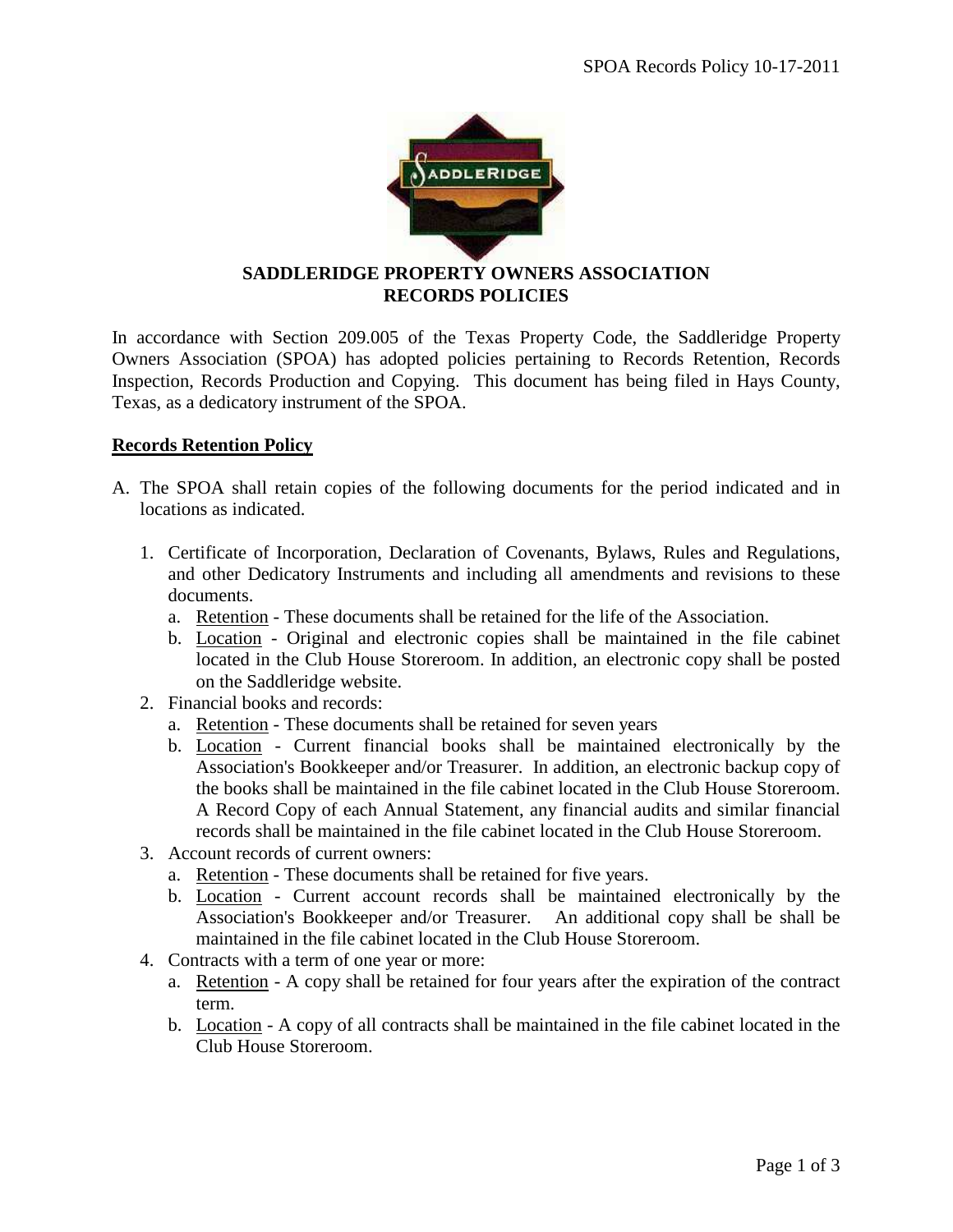# SADDLERIDGE PROPERTY OWNERS ASSOCIATION
# RECORDS POLICIES

In accordance with Section 209.005 of the Texas Property Code, the Saddleridge Property Owners Association (SPOA) has adopted policies pertaining to Records Retention, Records Inspection, Records Production and Copying. This document has being filed in Hays County, Texas, as a dedicatory instrument of the SPOA.

## Records Retention Policy

A. The SPOA shall retain copies of the following documents for the period indicated and in locations as indicated.

1. Certificate of Incorporation, Declaration of Covenants, Bylaws, Rules and Regulations, and other Dedicatory Instruments and including all amendments and revisions to these documents.
   a. Retention - These documents shall be retained for the life of the Association.
   b. Location - Original and electronic copies shall be maintained in the file cabinet located in the Club House Storeroom. In addition, an electronic copy shall be posted on the Saddleridge website.
2. Financial books and records:
   a. Retention - These documents shall be retained for seven years
   b. Location - Current financial books shall be maintained electronically by the Association's Bookkeeper and/or Treasurer. In addition, an electronic backup copy of the books shall be maintained in the file cabinet located in the Club House Storeroom. A Record Copy of each Annual Statement, any financial audits and similar financial records shall be maintained in the file cabinet located in the Club House Storeroom.
3. Account records of current owners:
   a. Retention - These documents shall be retained for five years.
   b. Location - Current account records shall be maintained electronically by the Association's Bookkeeper and/or Treasurer. An additional copy shall be shall be maintained in the file cabinet located in the Club House Storeroom.
4. Contracts with a term of one year or more:
   a. Retention - A copy shall be retained for four years after the expiration of the contract term.
   b. Location - A copy of all contracts shall be maintained in the file cabinet located in the Club House Storeroom.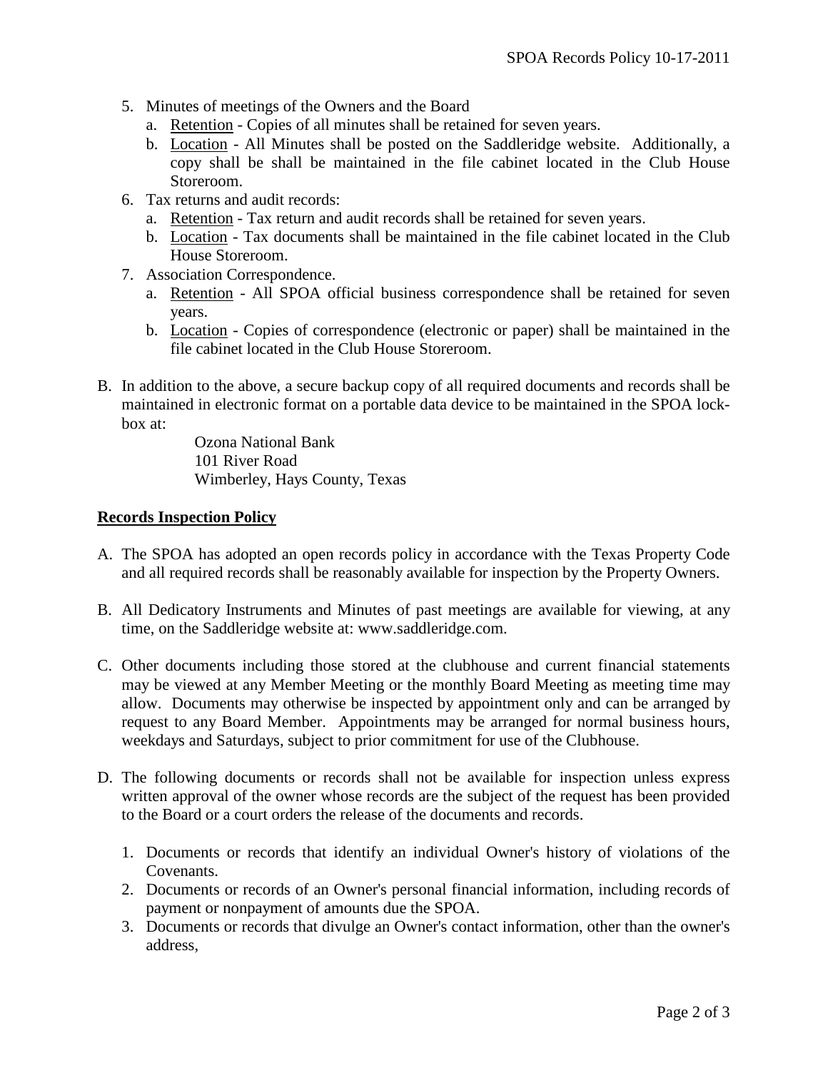5. Minutes of meetings of the Owners and the Board
   a. Retention - Copies of all minutes shall be retained for seven years.
   b. Location - All Minutes shall be posted on the Saddleridge website. Additionally, a copy shall be shall be maintained in the file cabinet located in the Club House Storeroom.
6. Tax returns and audit records:
   a. Retention - Tax return and audit records shall be retained for seven years.
   b. Location - Tax documents shall be maintained in the file cabinet located in the Club House Storeroom.
7. Association Correspondence.
   a. Retention - All SPOA official business correspondence shall be retained for seven years.
   b. Location - Copies of correspondence (electronic or paper) shall be maintained in the file cabinet located in the Club House Storeroom.

B. In addition to the above, a secure backup copy of all required documents and records shall be maintained in electronic format on a portable data device to be maintained in the SPOA lock-box at:

   Ozona National Bank
   101 River Road
   Wimberley, Hays County, Texas

**Records Inspection Policy**

A. The SPOA has adopted an open records policy in accordance with the Texas Property Code and all required records shall be reasonably available for inspection by the Property Owners.

B. All Dedicatory Instruments and Minutes of past meetings are available for viewing, at any time, on the Saddleridge website at: www.saddleridge.com.

C. Other documents including those stored at the clubhouse and current financial statements may be viewed at any Member Meeting or the monthly Board Meeting as meeting time may allow. Documents may otherwise be inspected by appointment only and can be arranged by request to any Board Member. Appointments may be arranged for normal business hours, weekdays and Saturdays, subject to prior commitment for use of the Clubhouse.

D. The following documents or records shall not be available for inspection unless express written approval of the owner whose records are the subject of the request has been provided to the Board or a court orders the release of the documents and records.

   1. Documents or records that identify an individual Owner's history of violations of the Covenants.
   2. Documents or records of an Owner's personal financial information, including records of payment or nonpayment of amounts due the SPOA.
   3. Documents or records that divulge an Owner's contact information, other than the owner's address,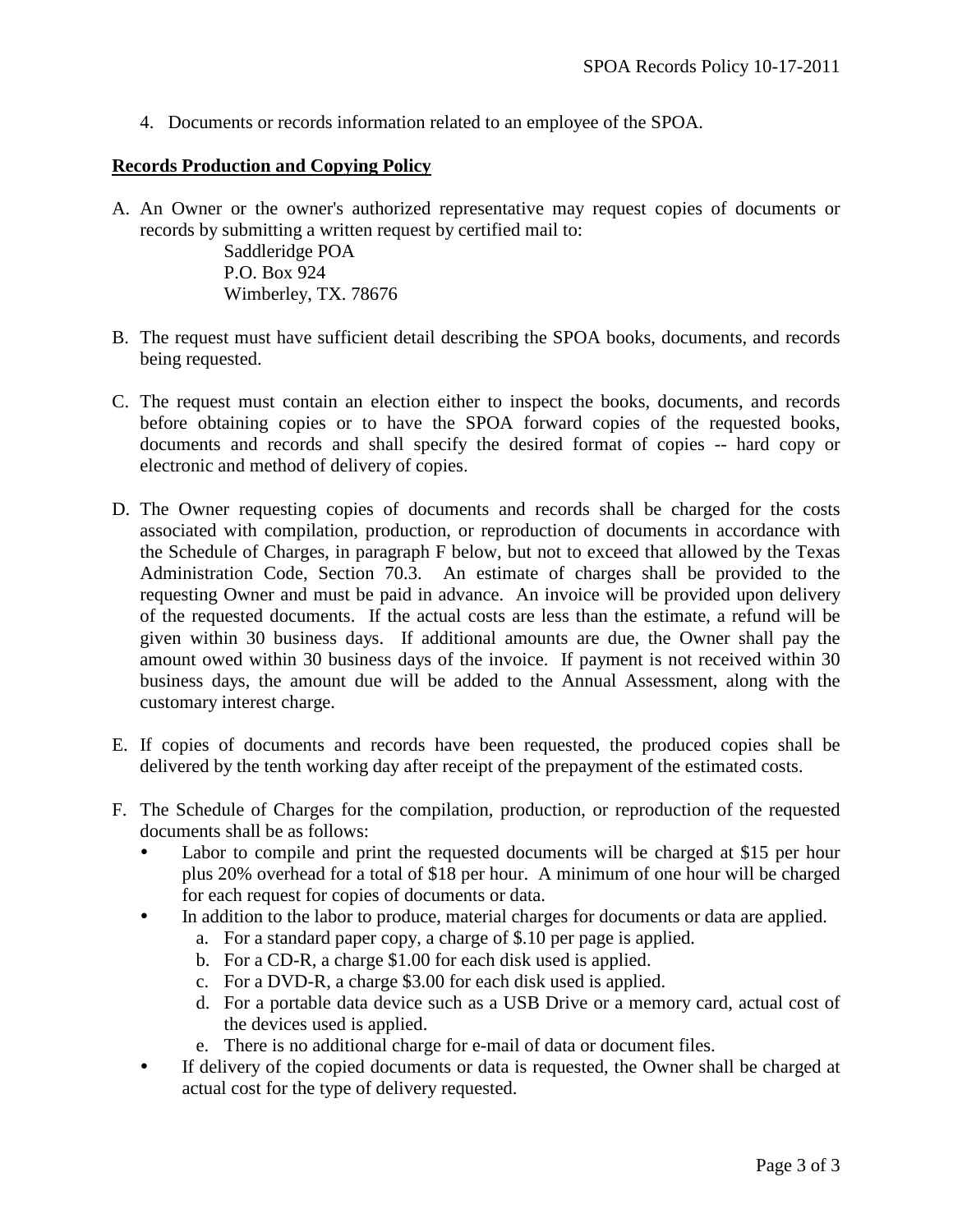4. Documents or records information related to an employee of the SPOA.

**Records Production and Copying Policy**

A. An Owner or the owner's authorized representative may request copies of documents or records by submitting a written request by certified mail to:

   Saddleridge POA
   P.O. Box 924
   Wimberley, TX. 78676

B. The request must have sufficient detail describing the SPOA books, documents, and records being requested.

C. The request must contain an election either to inspect the books, documents, and records before obtaining copies or to have the SPOA forward copies of the requested books, documents and records and shall specify the desired format of copies -- hard copy or electronic and method of delivery of copies.

D. The Owner requesting copies of documents and records shall be charged for the costs associated with compilation, production, or reproduction of documents in accordance with the Schedule of Charges, in paragraph F below, but not to exceed that allowed by the Texas Administration Code, Section 70.3. An estimate of charges shall be provided to the requesting Owner and must be paid in advance. An invoice will be provided upon delivery of the requested documents. If the actual costs are less than the estimate, a refund will be given within 30 business days. If additional amounts are due, the Owner shall pay the amount owed within 30 business days of the invoice. If payment is not received within 30 business days, the amount due will be added to the Annual Assessment, along with the customary interest charge.

E. If copies of documents and records have been requested, the produced copies shall be delivered by the tenth working day after receipt of the prepayment of the estimated costs.

F. The Schedule of Charges for the compilation, production, or reproduction of the requested documents shall be as follows:
   - Labor to compile and print the requested documents will be charged at $15 per hour plus 20% overhead for a total of $18 per hour. A minimum of one hour will be charged for each request for copies of documents or data.
   - In addition to the labor to produce, material charges for documents or data are applied.
     a. For a standard paper copy, a charge of $.10 per page is applied.
     b. For a CD-R, a charge $1.00 for each disk used is applied.
     c. For a DVD-R, a charge $3.00 for each disk used is applied.
     d. For a portable data device such as a USB Drive or a memory card, actual cost of the devices used is applied.
     e. There is no additional charge for e-mail of data or document files.
   - If delivery of the copied documents or data is requested, the Owner shall be charged at actual cost for the type of delivery requested.